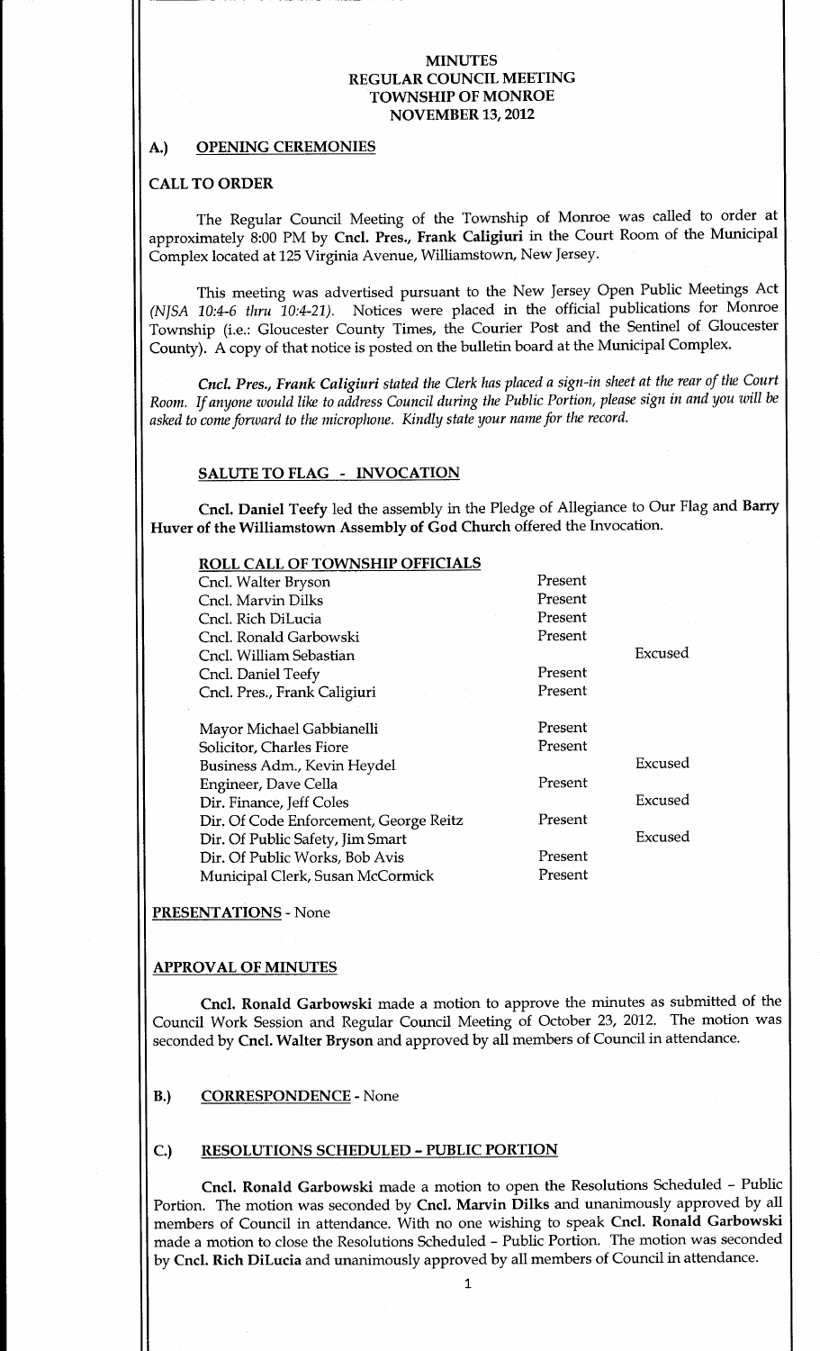# MINUTES
# REGULAR COUNCIL MEETING
# TOWNSHIP OF MONROE
# NOVEMBER 13, 2012

## A.) OPENING CEREMONIES

### CALL TO ORDER

The Regular Council Meeting of the Township of Monroe was called to order at approximately 8:00 PM by **Cncl. Pres., Frank Caligiuri** in the Court Room of the Municipal Complex located at 125 Virginia Avenue, Williamstown, New Jersey.

This meeting was advertised pursuant to the New Jersey Open Public Meetings Act (*NJSA 10:4-6 thru 10:4-21*). Notices were placed in the official publications for Monroe Township (i.e.: Gloucester County Times, the Courier Post and the Sentinel of Gloucester County). A copy of that notice is posted on the bulletin board at the Municipal Complex.

***Cncl. Pres., Frank Caligiuri** stated the Clerk has placed a sign-in sheet at the rear of the Court Room. If anyone would like to address Council during the Public Portion, please sign in and you will be asked to come forward to the microphone. Kindly state your name for the record.*

### SALUTE TO FLAG - INVOCATION

**Cncl. Daniel Teefy** led the assembly in the Pledge of Allegiance to Our Flag and **Barry Huver of the Williamstown Assembly of God Church** offered the Invocation.

### ROLL CALL OF TOWNSHIP OFFICIALS

| | | |
|---|---|---|
| Cncl. Walter Bryson | Present | |
| Cncl. Marvin Dilks | Present | |
| Cncl. Rich DiLucia | Present | |
| Cncl. Ronald Garbowski | Present | |
| Cncl. William Sebastian | | Excused |
| Cncl. Daniel Teefy | Present | |
| Cncl. Pres., Frank Caligiuri | Present | |
| | | |
| Mayor Michael Gabbianelli | Present | |
| Solicitor, Charles Fiore | Present | |
| Business Adm., Kevin Heydel | | Excused |
| Engineer, Dave Cella | Present | |
| Dir. Finance, Jeff Coles | | Excused |
| Dir. Of Code Enforcement, George Reitz | Present | |
| Dir. Of Public Safety, Jim Smart | | Excused |
| Dir. Of Public Works, Bob Avis | Present | |
| Municipal Clerk, Susan McCormick | Present | |

### PRESENTATIONS - None

### APPROVAL OF MINUTES

**Cncl. Ronald Garbowski** made a motion to approve the minutes as submitted of the Council Work Session and Regular Council Meeting of October 23, 2012. The motion was seconded by **Cncl. Walter Bryson** and approved by all members of Council in attendance.

## B.) CORRESPONDENCE - None

## C.) RESOLUTIONS SCHEDULED – PUBLIC PORTION

**Cncl. Ronald Garbowski** made a motion to open the Resolutions Scheduled – Public Portion. The motion was seconded by **Cncl. Marvin Dilks** and unanimously approved by all members of Council in attendance. With no one wishing to speak **Cncl. Ronald Garbowski** made a motion to close the Resolutions Scheduled – Public Portion. The motion was seconded by **Cncl. Rich DiLucia** and unanimously approved by all members of Council in attendance.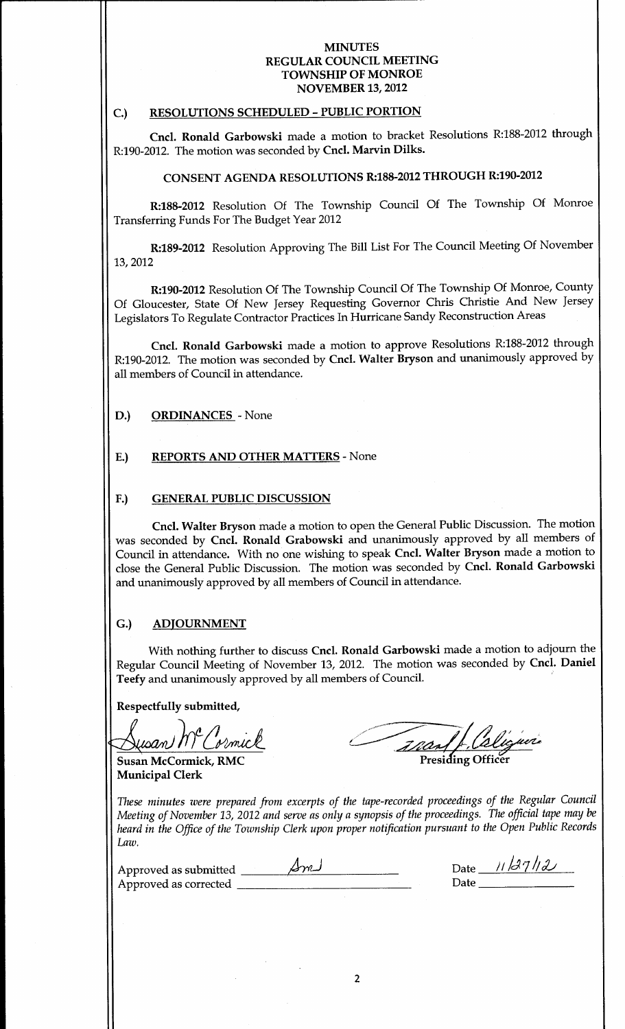# MINUTES
# REGULAR COUNCIL MEETING
# TOWNSHIP OF MONROE
# NOVEMBER 13, 2012

## C.) RESOLUTIONS SCHEDULED – PUBLIC PORTION

**Cncl. Ronald Garbowski** made a motion to bracket Resolutions R:188-2012 through R:190-2012. The motion was seconded by **Cncl. Marvin Dilks.**

### CONSENT AGENDA RESOLUTIONS R:188-2012 THROUGH R:190-2012

**R:188-2012** Resolution Of The Township Council Of The Township Of Monroe Transferring Funds For The Budget Year 2012

**R:189-2012** Resolution Approving The Bill List For The Council Meeting Of November 13, 2012

**R:190-2012** Resolution Of The Township Council Of The Township Of Monroe, County Of Gloucester, State Of New Jersey Requesting Governor Chris Christie And New Jersey Legislators To Regulate Contractor Practices In Hurricane Sandy Reconstruction Areas

**Cncl. Ronald Garbowski** made a motion to approve Resolutions R:188-2012 through R:190-2012. The motion was seconded by **Cncl. Walter Bryson** and unanimously approved by all members of Council in attendance.

## D.) ORDINANCES - None

## E.) REPORTS AND OTHER MATTERS - None

## F.) GENERAL PUBLIC DISCUSSION

**Cncl. Walter Bryson** made a motion to open the General Public Discussion. The motion was seconded by **Cncl. Ronald Grabowski** and unanimously approved by all members of Council in attendance. With no one wishing to speak **Cncl. Walter Bryson** made a motion to close the General Public Discussion. The motion was seconded by **Cncl. Ronald Garbowski** and unanimously approved by all members of Council in attendance.

## G.) ADJOURNMENT

With nothing further to discuss **Cncl. Ronald Garbowski** made a motion to adjourn the Regular Council Meeting of November 13, 2012. The motion was seconded by **Cncl. Daniel Teefy** and unanimously approved by all members of Council.

**Respectfully submitted,**

Susan McCormick

**Susan McCormick, RMC**
**Municipal Clerk**

Frank J. Caligiuri
**Presiding Officer**

*These minutes were prepared from excerpts of the tape-recorded proceedings of the Regular Council Meeting of November 13, 2012 and serve as only a synopsis of the proceedings. The official tape may be heard in the Office of the Township Clerk upon proper notification pursuant to the Open Public Records Law.*

Approved as submitted AmJ Date 11/27/12
Approved as corrected \_\_\_\_\_\_\_\_\_\_ Date \_\_\_\_\_\_\_\_\_\_